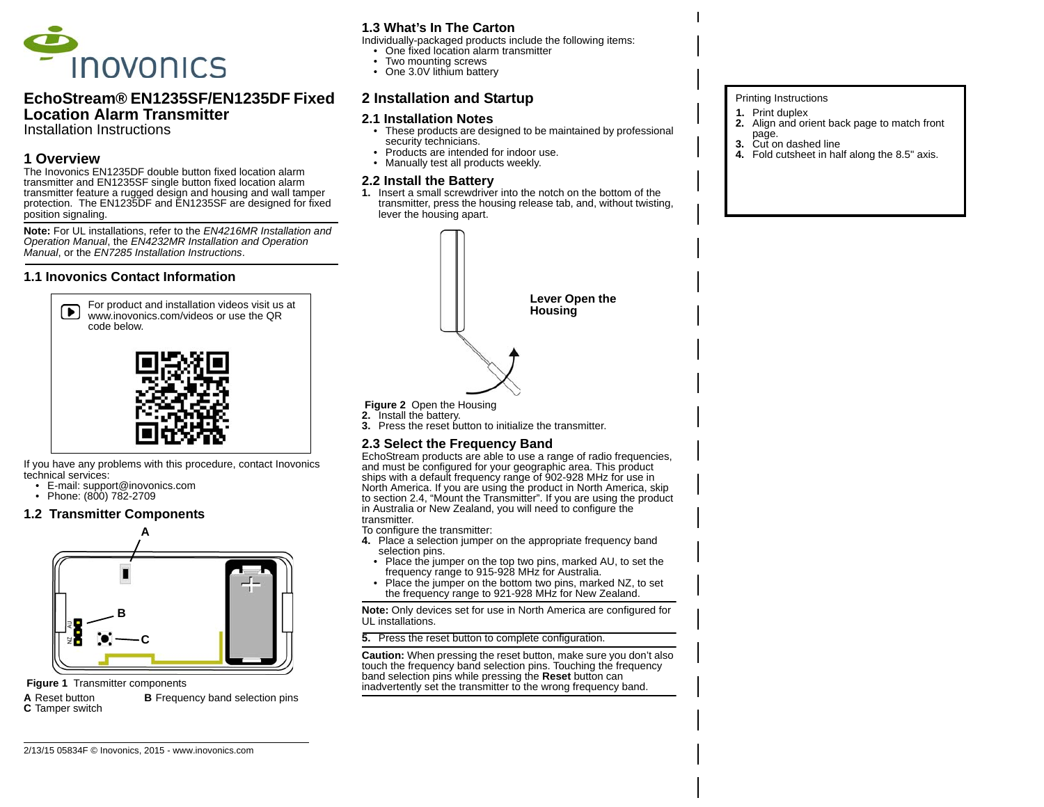# EchoStream® EN1235SF/EN1235DF Fixed Location Alarm Transmitter

Installation Instructions

## 1 Overview

The Inovonics EN1235DF double button fixed location alarm transmitter and EN1235SF single button fixed location alarm transmitter feature a rugged design and housing and wall tamper protection. The EN1235DF and EN1235SF are designed for fixed position signaling.

**Note:** For UL installations, refer to the *EN4216MR Installation and Operation Manual*, the *EN4232MR Installation and Operation Manual*, or the *EN7285 Installation Instructions*.

### 1.1 Inovonics Contact Information

For product and installation videos visit us at www.inovonics.com/videos or use the QR code below.

If you have any problems with this procedure, contact Inovonics technical services:

- E-mail: support@inovonics.com
- Phone: (800) 782-2709

### 1.2 Transmitter Components

A

B

C

AU

NZ

**Figure 1** Transmitter components

**A** Reset button
**B** Frequency band selection pins
**C** Tamper switch

### 1.3 What's In The Carton

Individually-packaged products include the following items:

- One fixed location alarm transmitter
- Two mounting screws
- One 3.0V lithium battery

## 2 Installation and Startup

### 2.1 Installation Notes

- These products are designed to be maintained by professional security technicians.
- Products are intended for indoor use.
- Manually test all products weekly.

### 2.2 Install the Battery

1. Insert a small screwdriver into the notch on the bottom of the transmitter, press the housing release tab, and, without twisting, lever the housing apart.

**Lever Open the Housing**

**Figure 2** Open the Housing

2. Install the battery.
3. Press the reset button to initialize the transmitter.

### 2.3 Select the Frequency Band

EchoStream products are able to use a range of radio frequencies, and must be configured for your geographic area. This product ships with a default frequency range of 902-928 MHz for use in North America. If you are using the product in North America, skip to section 2.4, "Mount the Transmitter". If you are using the product in Australia or New Zealand, you will need to configure the transmitter.

To configure the transmitter:

4. Place a selection jumper on the appropriate frequency band selection pins.
   - Place the jumper on the top two pins, marked AU, to set the frequency range to 915-928 MHz for Australia.
   - Place the jumper on the bottom two pins, marked NZ, to set the frequency range to 921-928 MHz for New Zealand.

**Note:** Only devices set for use in North America are configured for UL installations.

5. Press the reset button to complete configuration.

**Caution:** When pressing the reset button, make sure you don't also touch the frequency band selection pins. Touching the frequency band selection pins while pressing the **Reset** button can inadvertently set the transmitter to the wrong frequency band.

Printing Instructions

1. Print duplex
2. Align and orient back page to match front page.
3. Cut on dashed line
4. Fold cutsheet in half along the 8.5" axis.

2/13/15 05834F © Inovonics, 2015 - www.inovonics.com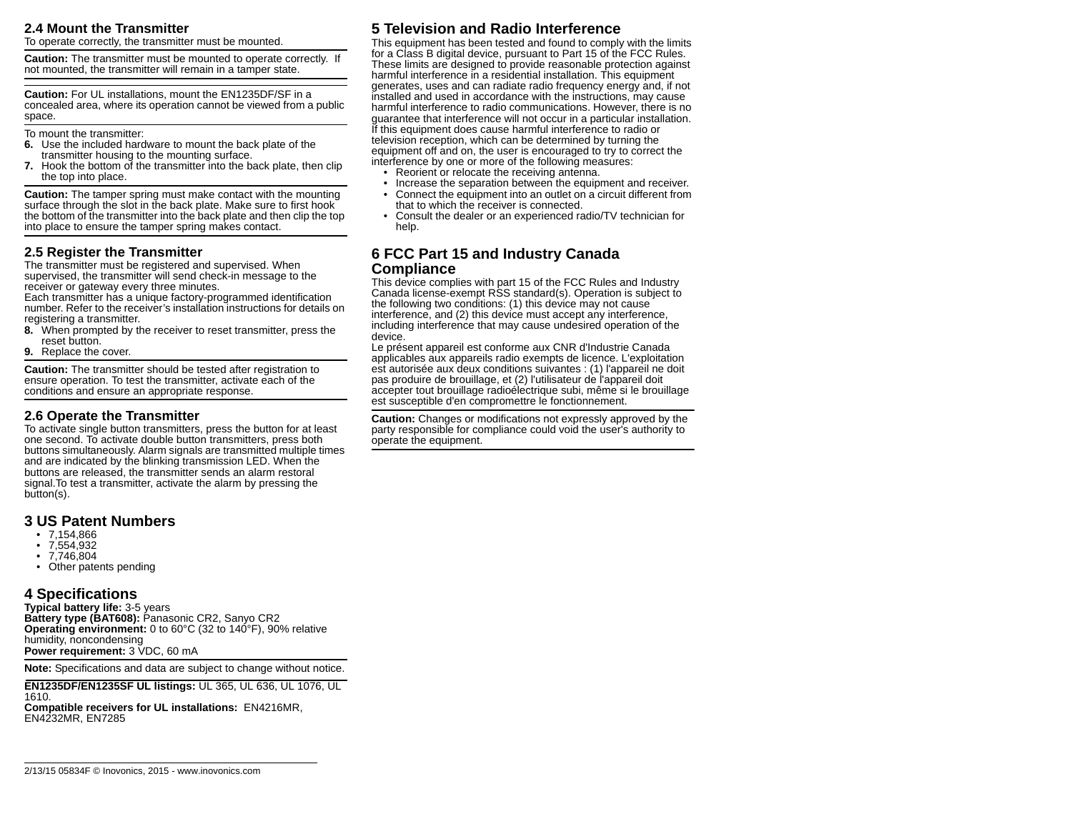### 2.4 Mount the Transmitter

To operate correctly, the transmitter must be mounted.

**Caution:** The transmitter must be mounted to operate correctly. If not mounted, the transmitter will remain in a tamper state.

**Caution:** For UL installations, mount the EN1235DF/SF in a concealed area, where its operation cannot be viewed from a public space.

To mount the transmitter:

6. Use the included hardware to mount the back plate of the transmitter housing to the mounting surface.
7. Hook the bottom of the transmitter into the back plate, then clip the top into place.

**Caution:** The tamper spring must make contact with the mounting surface through the slot in the back plate. Make sure to first hook the bottom of the transmitter into the back plate and then clip the top into place to ensure the tamper spring makes contact.

### 2.5 Register the Transmitter

The transmitter must be registered and supervised. When supervised, the transmitter will send check-in message to the receiver or gateway every three minutes.

Each transmitter has a unique factory-programmed identification number. Refer to the receiver's installation instructions for details on registering a transmitter.

8. When prompted by the receiver to reset transmitter, press the reset button.
9. Replace the cover.

**Caution:** The transmitter should be tested after registration to ensure operation. To test the transmitter, activate each of the conditions and ensure an appropriate response.

### 2.6 Operate the Transmitter

To activate single button transmitters, press the button for at least one second. To activate double button transmitters, press both buttons simultaneously. Alarm signals are transmitted multiple times and are indicated by the blinking transmission LED. When the buttons are released, the transmitter sends an alarm restoral signal.To test a transmitter, activate the alarm by pressing the button(s).

## 3 US Patent Numbers

- 7,154,866
- 7,554,932
- 7,746,804
- Other patents pending

## 4 Specifications

**Typical battery life:** 3-5 years
**Battery type (BAT608):** Panasonic CR2, Sanyo CR2
**Operating environment:** 0 to 60°C (32 to 140°F), 90% relative humidity, noncondensing
**Power requirement:** 3 VDC, 60 mA

**Note:** Specifications and data are subject to change without notice.

**EN1235DF/EN1235SF UL listings:** UL 365, UL 636, UL 1076, UL 1610.
**Compatible receivers for UL installations:** EN4216MR, EN4232MR, EN7285

## 5 Television and Radio Interference

This equipment has been tested and found to comply with the limits for a Class B digital device, pursuant to Part 15 of the FCC Rules. These limits are designed to provide reasonable protection against harmful interference in a residential installation. This equipment generates, uses and can radiate radio frequency energy and, if not installed and used in accordance with the instructions, may cause harmful interference to radio communications. However, there is no guarantee that interference will not occur in a particular installation. If this equipment does cause harmful interference to radio or television reception, which can be determined by turning the equipment off and on, the user is encouraged to try to correct the interference by one or more of the following measures:

- Reorient or relocate the receiving antenna.
- Increase the separation between the equipment and receiver.
- Connect the equipment into an outlet on a circuit different from that to which the receiver is connected.
- Consult the dealer or an experienced radio/TV technician for help.

## 6 FCC Part 15 and Industry Canada Compliance

This device complies with part 15 of the FCC Rules and Industry Canada license-exempt RSS standard(s). Operation is subject to the following two conditions: (1) this device may not cause interference, and (2) this device must accept any interference, including interference that may cause undesired operation of the device.

Le présent appareil est conforme aux CNR d'Industrie Canada applicables aux appareils radio exempts de licence. L'exploitation est autorisée aux deux conditions suivantes : (1) l'appareil ne doit pas produire de brouillage, et (2) l'utilisateur de l'appareil doit accepter tout brouillage radioélectrique subi, même si le brouillage est susceptible d'en compromettre le fonctionnement.

**Caution:** Changes or modifications not expressly approved by the party responsible for compliance could void the user's authority to operate the equipment.

2/13/15 05834F © Inovonics, 2015 - www.inovonics.com